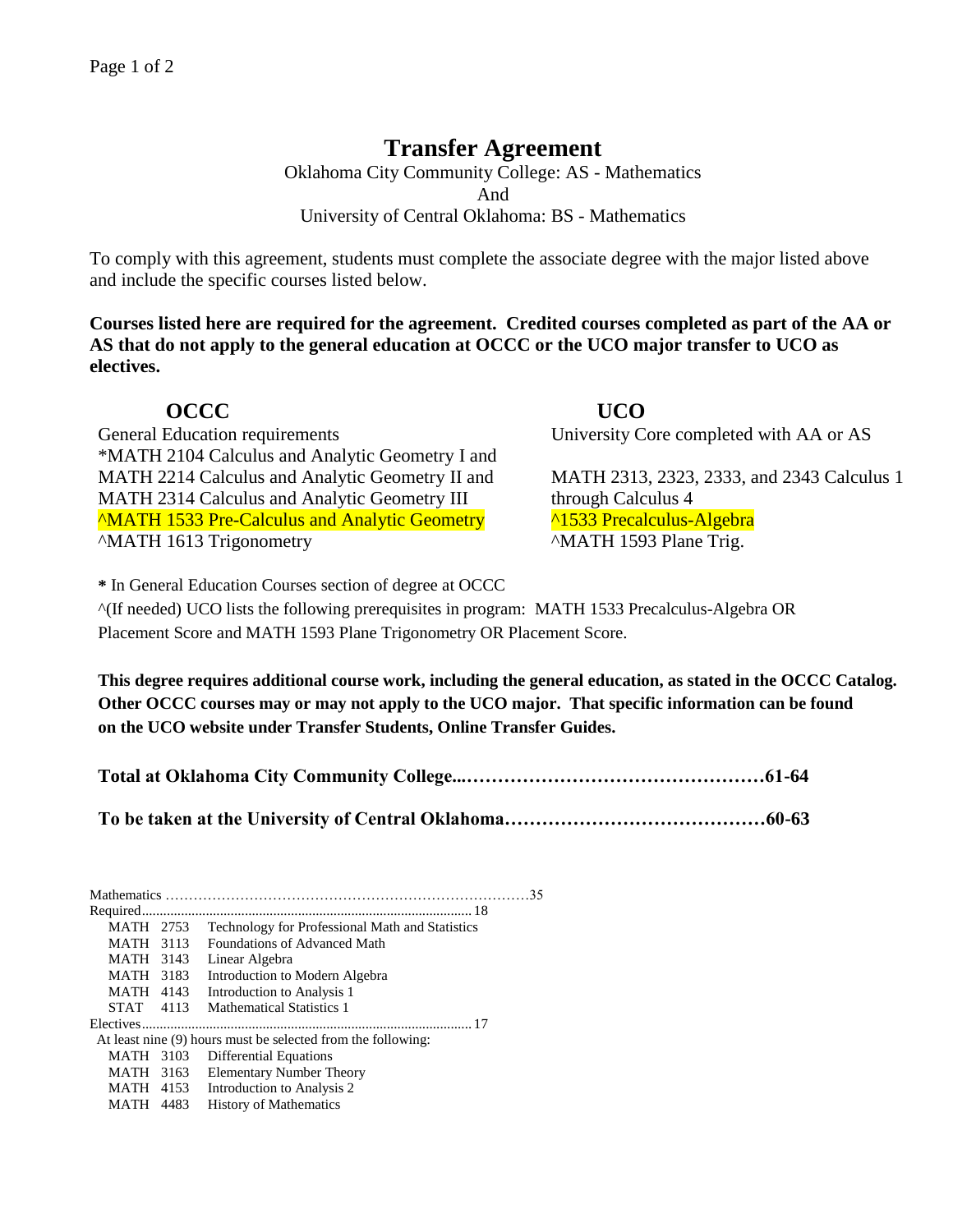# Transfer Agreement

Oklahoma City Community College: AS - Mathematics
And
University of Central Oklahoma: BS - Mathematics

To comply with this agreement, students must complete the associate degree with the major listed above and include the specific courses listed below.

**Courses listed here are required for the agreement. Credited courses completed as part of the AA or AS that do not apply to the general education at OCCC or the UCO major transfer to UCO as electives.**

| OCCC | UCO |
|---|---|
| General Education requirements | University Core completed with AA or AS |
| *MATH 2104 Calculus and Analytic Geometry I and MATH 2214 Calculus and Analytic Geometry II and MATH 2314 Calculus and Analytic Geometry III | MATH 2313, 2323, 2333, and 2343 Calculus 1 through Calculus 4 |
| ^MATH 1533 Pre-Calculus and Analytic Geometry | ^1533 Precalculus-Algebra |
| ^MATH 1613 Trigonometry | ^MATH 1593 Plane Trig. |

**\*** In General Education Courses section of degree at OCCC

^(If needed) UCO lists the following prerequisites in program: MATH 1533 Precalculus-Algebra OR Placement Score and MATH 1593 Plane Trigonometry OR Placement Score.

**This degree requires additional course work, including the general education, as stated in the OCCC Catalog. Other OCCC courses may or may not apply to the UCO major. That specific information can be found on the UCO website under Transfer Students, Online Transfer Guides.**

**Total at Oklahoma City Community College....……………………………………….61-64**

**To be taken at the University of Central Oklahoma……………………………………60-63**

Mathematics ……………………………………………………………………35

Required.......................................................................................... 18

- MATH 2753 Technology for Professional Math and Statistics
- MATH 3113 Foundations of Advanced Math
- MATH 3143 Linear Algebra
- MATH 3183 Introduction to Modern Algebra
- MATH 4143 Introduction to Analysis 1
- STAT 4113 Mathematical Statistics 1

Electives.......................................................................................... 17

At least nine (9) hours must be selected from the following:

- MATH 3103 Differential Equations
- MATH 3163 Elementary Number Theory
- MATH 4153 Introduction to Analysis 2
- MATH 4483 History of Mathematics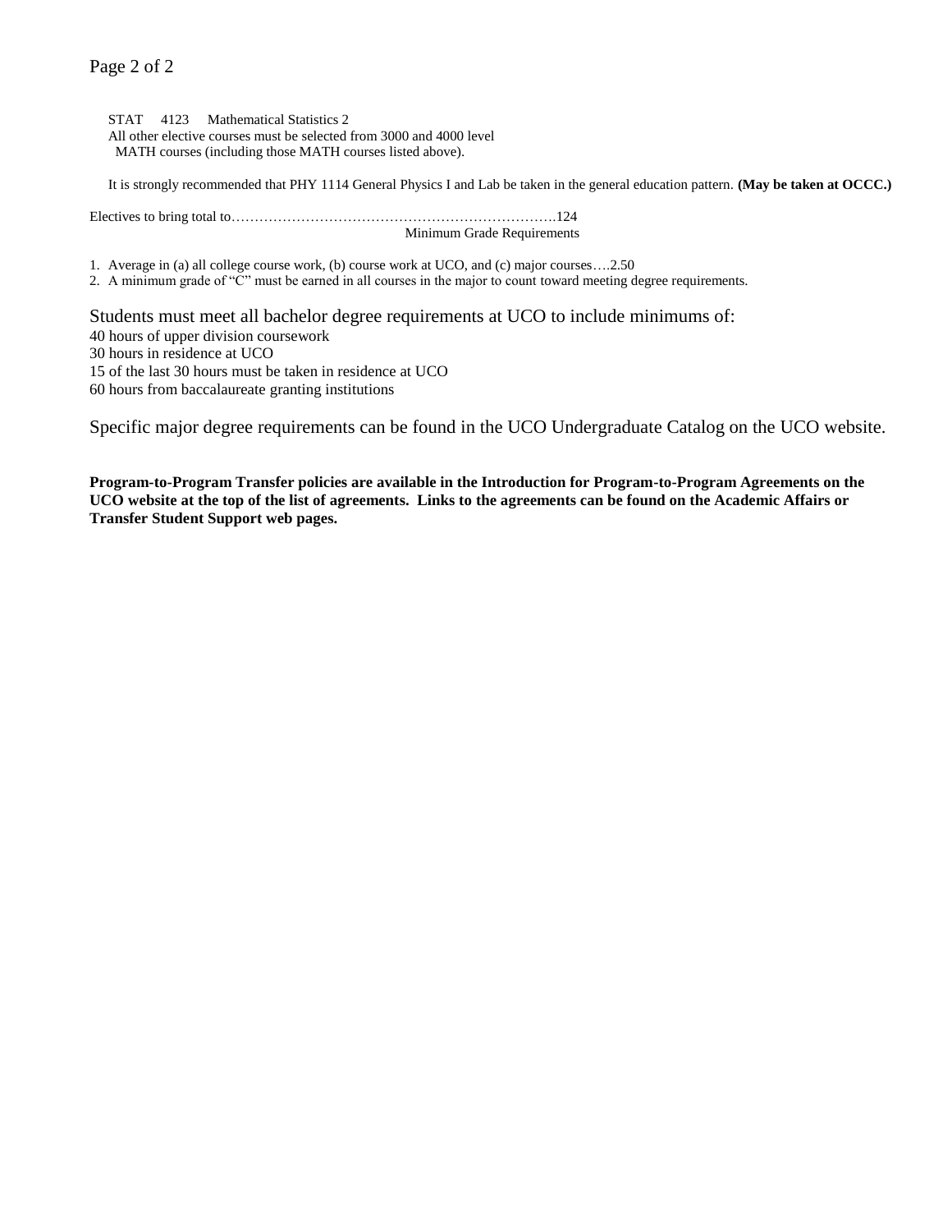STAT 4123 Mathematical Statistics 2
All other elective courses must be selected from 3000 and 4000 level
MATH courses (including those MATH courses listed above).

It is strongly recommended that PHY 1114 General Physics I and Lab be taken in the general education pattern. **(May be taken at OCCC.)**

Electives to bring total to……………………………………………………………124

Minimum Grade Requirements

1. Average in (a) all college course work, (b) course work at UCO, and (c) major courses….2.50
2. A minimum grade of "C" must be earned in all courses in the major to count toward meeting degree requirements.

Students must meet all bachelor degree requirements at UCO to include minimums of:
40 hours of upper division coursework
30 hours in residence at UCO
15 of the last 30 hours must be taken in residence at UCO
60 hours from baccalaureate granting institutions

Specific major degree requirements can be found in the UCO Undergraduate Catalog on the UCO website.

**Program-to-Program Transfer policies are available in the Introduction for Program-to-Program Agreements on the UCO website at the top of the list of agreements. Links to the agreements can be found on the Academic Affairs or Transfer Student Support web pages.**